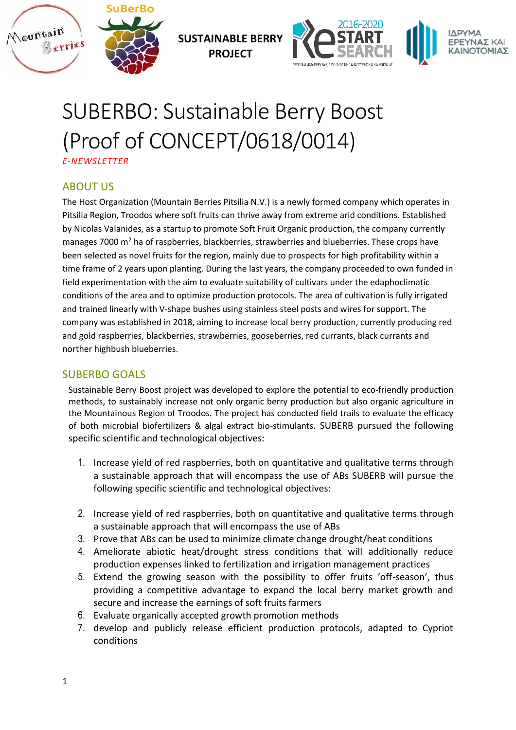SUSTAINABLE BERRY PROJECT

# SUBERBO: Sustainable Berry Boost (Proof of CONCEPT/0618/0014)

*E-NEWSLETTER*

## ABOUT US

The Host Organization (Mountain Berries Pitsilia N.V.) is a newly formed company which operates in Pitsilia Region, Troodos where soft fruits can thrive away from extreme arid conditions. Established by Nicolas Valanides, as a startup to promote Soft Fruit Organic production, the company currently manages 7000 $m^2$ ha of raspberries, blackberries, strawberries and blueberries. These crops have been selected as novel fruits for the region, mainly due to prospects for high profitability within a time frame of 2 years upon planting. During the last years, the company proceeded to own funded in field experimentation with the aim to evaluate suitability of cultivars under the edaphoclimatic conditions of the area and to optimize production protocols. The area of cultivation is fully irrigated and trained linearly with V-shape bushes using stainless steel posts and wires for support. The company was established in 2018, aiming to increase local berry production, currently producing red and gold raspberries, blackberries, strawberries, gooseberries, red currants, black currants and norther highbush blueberries.

## SUBERBO GOALS

Sustainable Berry Boost project was developed to explore the potential to eco-friendly production methods, to sustainably increase not only organic berry production but also organic agriculture in the Mountainous Region of Troodos. The project has conducted field trails to evaluate the efficacy of both microbial biofertilizers & algal extract bio-stimulants. SUBERB pursued the following specific scientific and technological objectives:

1. Increase yield of red raspberries, both on quantitative and qualitative terms through a sustainable approach that will encompass the use of ABs SUBERB will pursue the following specific scientific and technological objectives:

2. Increase yield of red raspberries, both on quantitative and qualitative terms through a sustainable approach that will encompass the use of ABs
3. Prove that ABs can be used to minimize climate change drought/heat conditions
4. Ameliorate abiotic heat/drought stress conditions that will additionally reduce production expenses linked to fertilization and irrigation management practices
5. Extend the growing season with the possibility to offer fruits 'off-season', thus providing a competitive advantage to expand the local berry market growth and secure and increase the earnings of soft fruits farmers
6. Evaluate organically accepted growth promotion methods
7. develop and publicly release efficient production protocols, adapted to Cypriot conditions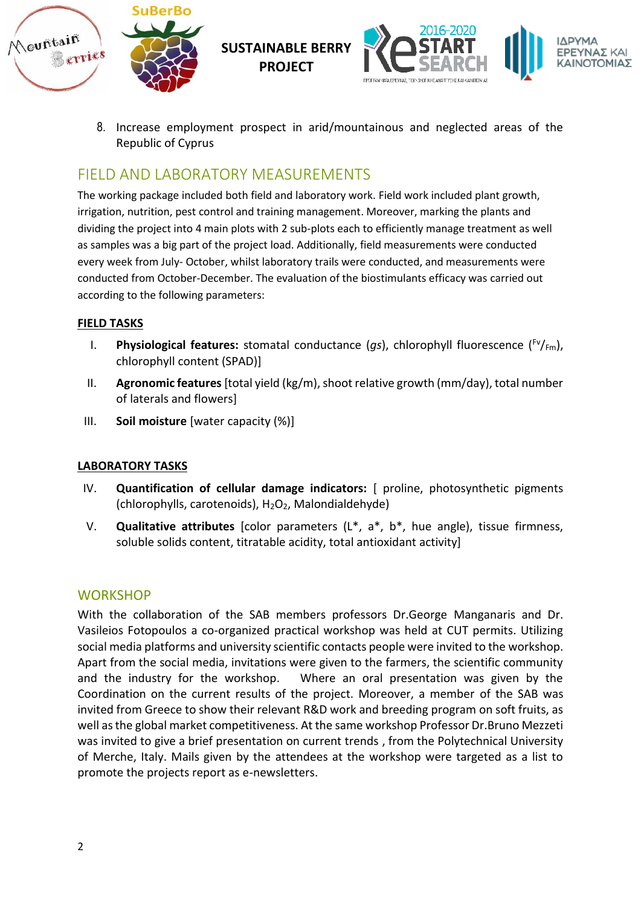8. Increase employment prospect in arid/mountainous and neglected areas of the Republic of Cyprus

## FIELD AND LABORATORY MEASUREMENTS

The working package included both field and laboratory work. Field work included plant growth, irrigation, nutrition, pest control and training management. Moreover, marking the plants and dividing the project into 4 main plots with 2 sub-plots each to efficiently manage treatment as well as samples was a big part of the project load. Additionally, field measurements were conducted every week from July- October, whilst laboratory trails were conducted, and measurements were conducted from October-December. The evaluation of the biostimulants efficacy was carried out according to the following parameters:

**FIELD TASKS**

I. **Physiological features:** stomatal conductance (*gs*), chlorophyll fluorescence ($^{Fv}/_{Fm}$), chlorophyll content (SPAD)]

II. **Agronomic features** [total yield (kg/m), shoot relative growth (mm/day), total number of laterals and flowers]

III. **Soil moisture** [water capacity (%)]

**LABORATORY TASKS**

IV. **Quantification of cellular damage indicators:** [ proline, photosynthetic pigments (chlorophylls, carotenoids), $H_2O_2$, Malondialdehyde)

V. **Qualitative attributes** [color parameters (L*, a*, b*, hue angle), tissue firmness, soluble solids content, titratable acidity, total antioxidant activity]

## WORKSHOP

With the collaboration of the SAB members professors Dr.George Manganaris and Dr. Vasileios Fotopoulos a co-organized practical workshop was held at CUT permits. Utilizing social media platforms and university scientific contacts people were invited to the workshop. Apart from the social media, invitations were given to the farmers, the scientific community and the industry for the workshop. Where an oral presentation was given by the Coordination on the current results of the project. Moreover, a member of the SAB was invited from Greece to show their relevant R&D work and breeding program on soft fruits, as well as the global market competitiveness. At the same workshop Professor Dr.Bruno Mezzeti was invited to give a brief presentation on current trends , from the Polytechnical University of Merche, Italy. Mails given by the attendees at the workshop were targeted as a list to promote the projects report as e-newsletters.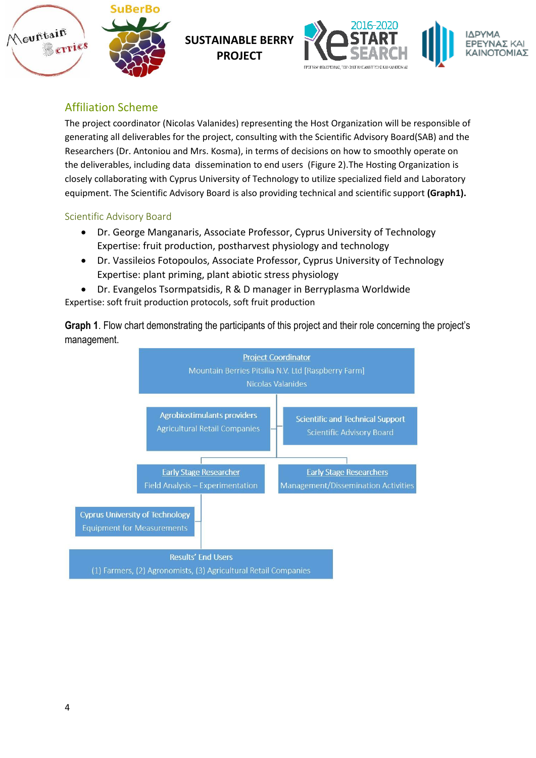## Affiliation Scheme

The project coordinator (Nicolas Valanides) representing the Host Organization will be responsible of generating all deliverables for the project, consulting with the Scientific Advisory Board(SAB) and the Researchers (Dr. Antoniou and Mrs. Kosma), in terms of decisions on how to smoothly operate on the deliverables, including data dissemination to end users (Figure 2).The Hosting Organization is closely collaborating with Cyprus University of Technology to utilize specialized field and Laboratory equipment. The Scientific Advisory Board is also providing technical and scientific support **(Graph1).**

### Scientific Advisory Board

- Dr. George Manganaris, Associate Professor, Cyprus University of Technology
  Expertise: fruit production, postharvest physiology and technology
- Dr. Vassileios Fotopoulos, Associate Professor, Cyprus University of Technology
  Expertise: plant priming, plant abiotic stress physiology
- Dr. Evangelos Tsormpatsidis, R & D manager in Berryplasma Worldwide

Expertise: soft fruit production protocols, soft fruit production

**Graph 1**. Flow chart demonstrating the participants of this project and their role concerning the project's management.

Project Coordinator
Mountain Berries Pitsilia N.V. Ltd [Raspberry Farm]
Nicolas Valanides

Agrobiostimulants providers
Agricultural Retail Companies

Scientific and Technical Support
Scientific Advisory Board

Early Stage Researcher
Field Analysis – Experimentation

Early Stage Researchers
Management/Dissemination Activities

Cyprus University of Technology
Equipment for Measurements

Results' End Users
(1) Farmers, (2) Agronomists, (3) Agricultural Retail Companies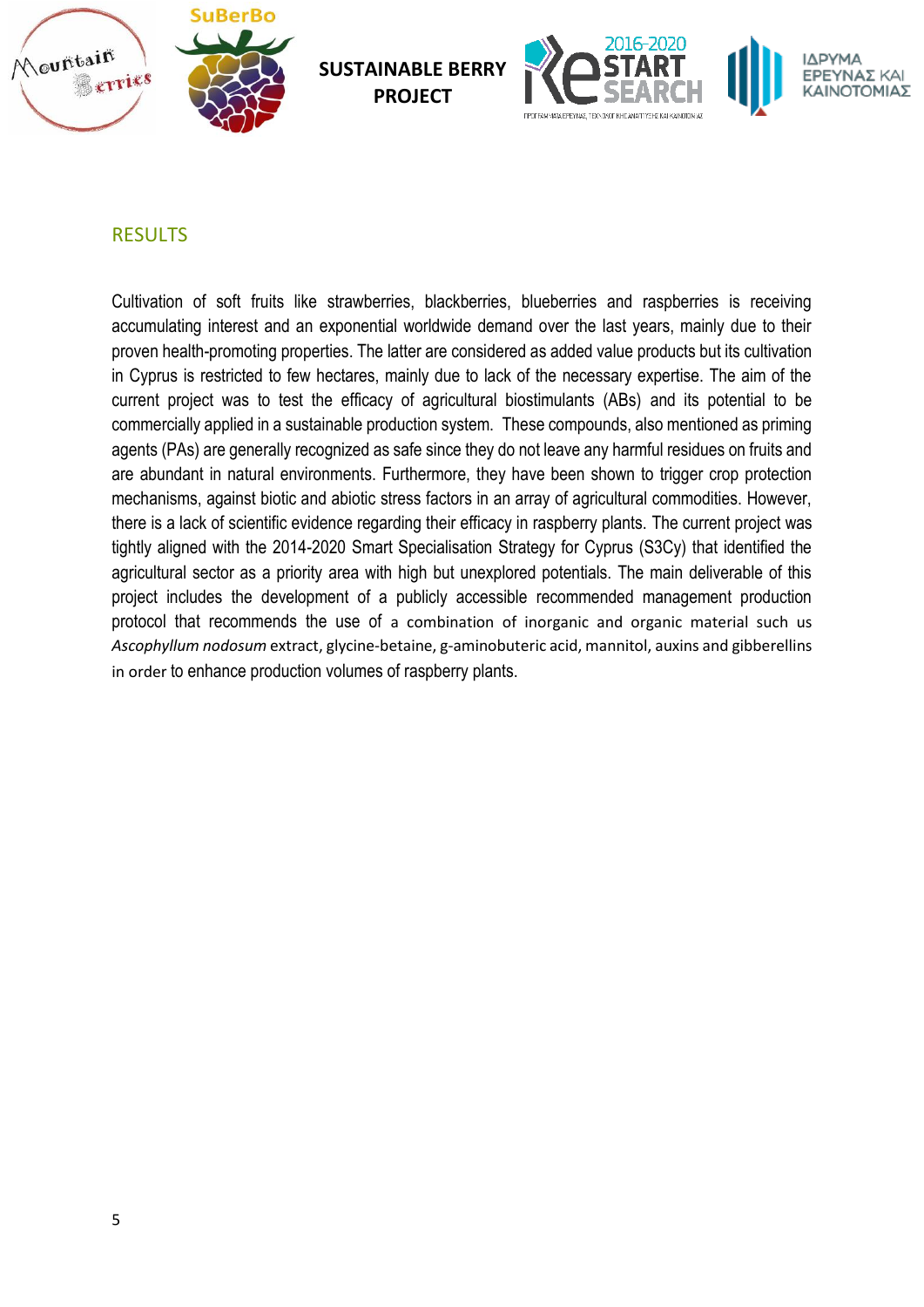## RESULTS

Cultivation of soft fruits like strawberries, blackberries, blueberries and raspberries is receiving accumulating interest and an exponential worldwide demand over the last years, mainly due to their proven health-promoting properties. The latter are considered as added value products but its cultivation in Cyprus is restricted to few hectares, mainly due to lack of the necessary expertise. The aim of the current project was to test the efficacy of agricultural biostimulants (ABs) and its potential to be commercially applied in a sustainable production system. These compounds, also mentioned as priming agents (PAs) are generally recognized as safe since they do not leave any harmful residues on fruits and are abundant in natural environments. Furthermore, they have been shown to trigger crop protection mechanisms, against biotic and abiotic stress factors in an array of agricultural commodities. However, there is a lack of scientific evidence regarding their efficacy in raspberry plants. The current project was tightly aligned with the 2014-2020 Smart Specialisation Strategy for Cyprus (S3Cy) that identified the agricultural sector as a priority area with high but unexplored potentials. The main deliverable of this project includes the development of a publicly accessible recommended management production protocol that recommends the use of a combination of inorganic and organic material such us *Ascophyllum nodosum* extract, glycine-betaine, g-aminobuteric acid, mannitol, auxins and gibberellins in order to enhance production volumes of raspberry plants.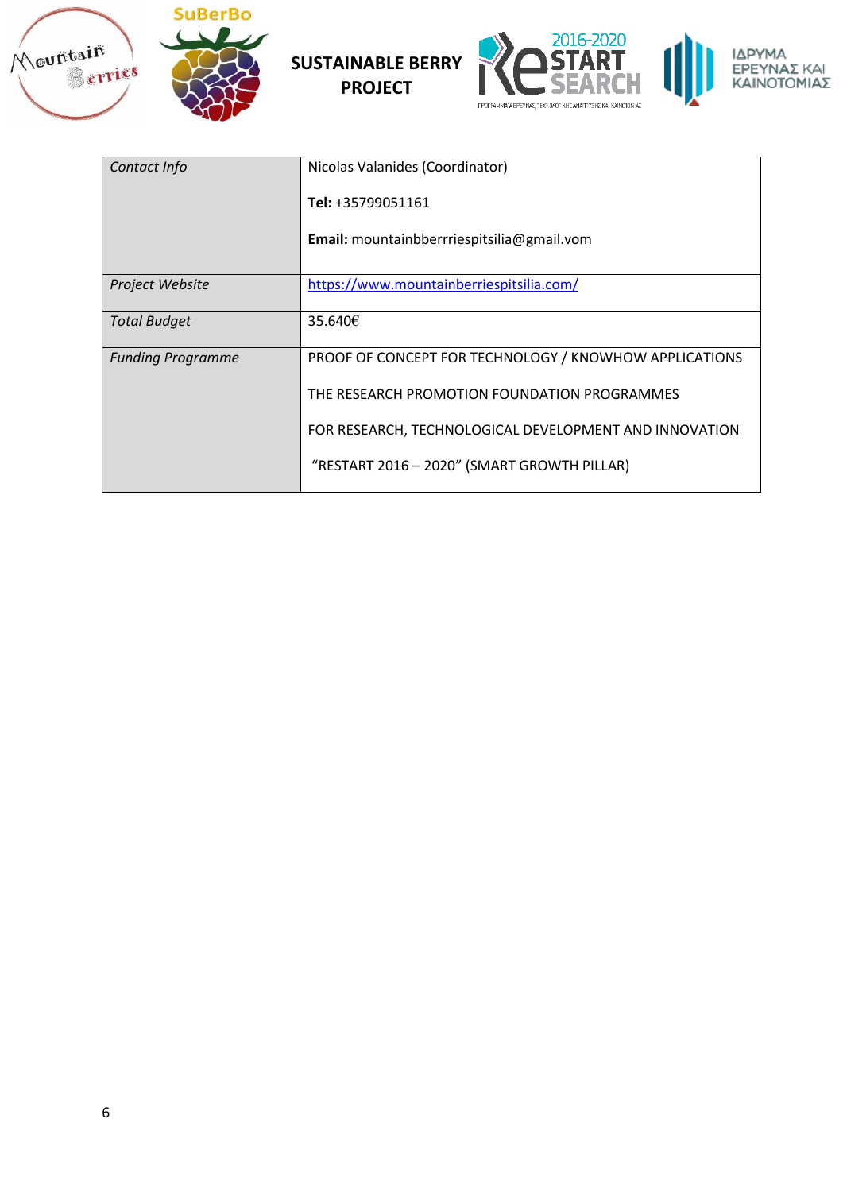| | |
|---|---|
| *Contact Info* | Nicolas Valanides (Coordinator)<br><br>**Tel:** +35799051161<br><br>**Email:** mountainbberrriespitsilia@gmail.vom |
| *Project Website* | https://www.mountainberriespitsilia.com/ |
| *Total Budget* | 35.640€ |
| *Funding Programme* | PROOF OF CONCEPT FOR TECHNOLOGY / KNOWHOW APPLICATIONS<br><br>THE RESEARCH PROMOTION FOUNDATION PROGRAMMES<br><br>FOR RESEARCH, TECHNOLOGICAL DEVELOPMENT AND INNOVATION<br><br>“RESTART 2016 – 2020” (SMART GROWTH PILLAR) |